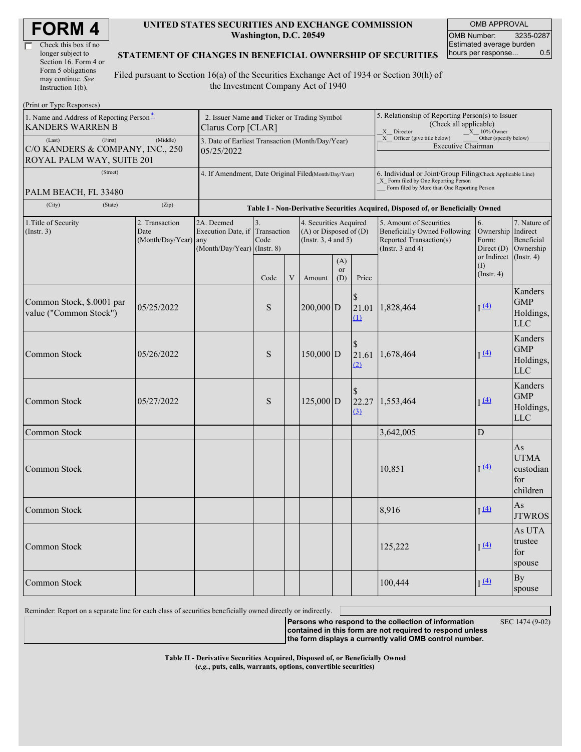# FORM 4

☐ Check this box if no longer subject to Section 16. Form 4 or Form 5 obligations may continue. *See* Instruction 1(b).

**UNITED STATES SECURITIES AND EXCHANGE COMMISSION**
**Washington, D.C. 20549**

**STATEMENT OF CHANGES IN BENEFICIAL OWNERSHIP OF SECURITIES**

Filed pursuant to Section 16(a) of the Securities Exchange Act of 1934 or Section 30(h) of the Investment Company Act of 1940

| OMB APPROVAL | |
|---|---|
| OMB Number: | 3235-0287 |
| Estimated average burden hours per response... | 0.5 |

(Print or Type Responses)

1. Name and Address of Reporting Person*
KANDERS WARREN B

(Last) (First) (Middle)
C/O KANDERS & COMPANY, INC., 250 ROYAL PALM WAY, SUITE 201

(Street)
PALM BEACH, FL 33480

(City) (State) (Zip)

2. Issuer Name **and** Ticker or Trading Symbol
Clarus Corp [CLAR]

3. Date of Earliest Transaction (Month/Day/Year)
05/25/2022

4. If Amendment, Date Original Filed(Month/Day/Year)

5. Relationship of Reporting Person(s) to Issuer (Check all applicable)
_X_ Director _X_ 10% Owner
_X_ Officer (give title below) ___ Other (specify below)
Executive Chairman

6. Individual or Joint/Group Filing(Check Applicable Line)
_X_ Form filed by One Reporting Person
___ Form filed by More than One Reporting Person

**Table I - Non-Derivative Securities Acquired, Disposed of, or Beneficially Owned**

| 1.Title of Security (Instr. 3) | 2. Transaction Date (Month/Day/Year) | 2A. Deemed Execution Date, if any (Month/Day/Year) | 3. Transaction Code (Instr. 8) | | 4. Securities Acquired (A) or Disposed of (D) (Instr. 3, 4 and 5) | | | 5. Amount of Securities Beneficially Owned Following Reported Transaction(s) (Instr. 3 and 4) | 6. Ownership Form: Direct (D) or Indirect (I) (Instr. 4) | 7. Nature of Indirect Beneficial Ownership (Instr. 4) |
|---|---|---|---|---|---|---|---|---|---|---|
| | | | Code | V | Amount | (A) or (D) | Price | | | |
| Common Stock, $.0001 par value ("Common Stock") | 05/25/2022 | | S | | 200,000 | D | $ 21.01 (1) | 1,828,464 | I (4) | Kanders GMP Holdings, LLC |
| Common Stock | 05/26/2022 | | S | | 150,000 | D | $ 21.61 (2) | 1,678,464 | I (4) | Kanders GMP Holdings, LLC |
| Common Stock | 05/27/2022 | | S | | 125,000 | D | $ 22.27 (3) | 1,553,464 | I (4) | Kanders GMP Holdings, LLC |
| Common Stock | | | | | | | | 3,642,005 | D | |
| Common Stock | | | | | | | | 10,851 | I (4) | As UTMA custodian for children |
| Common Stock | | | | | | | | 8,916 | I (4) | As JTWROS |
| Common Stock | | | | | | | | 125,222 | I (4) | As UTA trustee for spouse |
| Common Stock | | | | | | | | 100,444 | I (4) | By spouse |

Reminder: Report on a separate line for each class of securities beneficially owned directly or indirectly.

**Persons who respond to the collection of information contained in this form are not required to respond unless the form displays a currently valid OMB control number.** SEC 1474 (9-02)

**Table II - Derivative Securities Acquired, Disposed of, or Beneficially Owned**
**(*e.g.*, puts, calls, warrants, options, convertible securities)**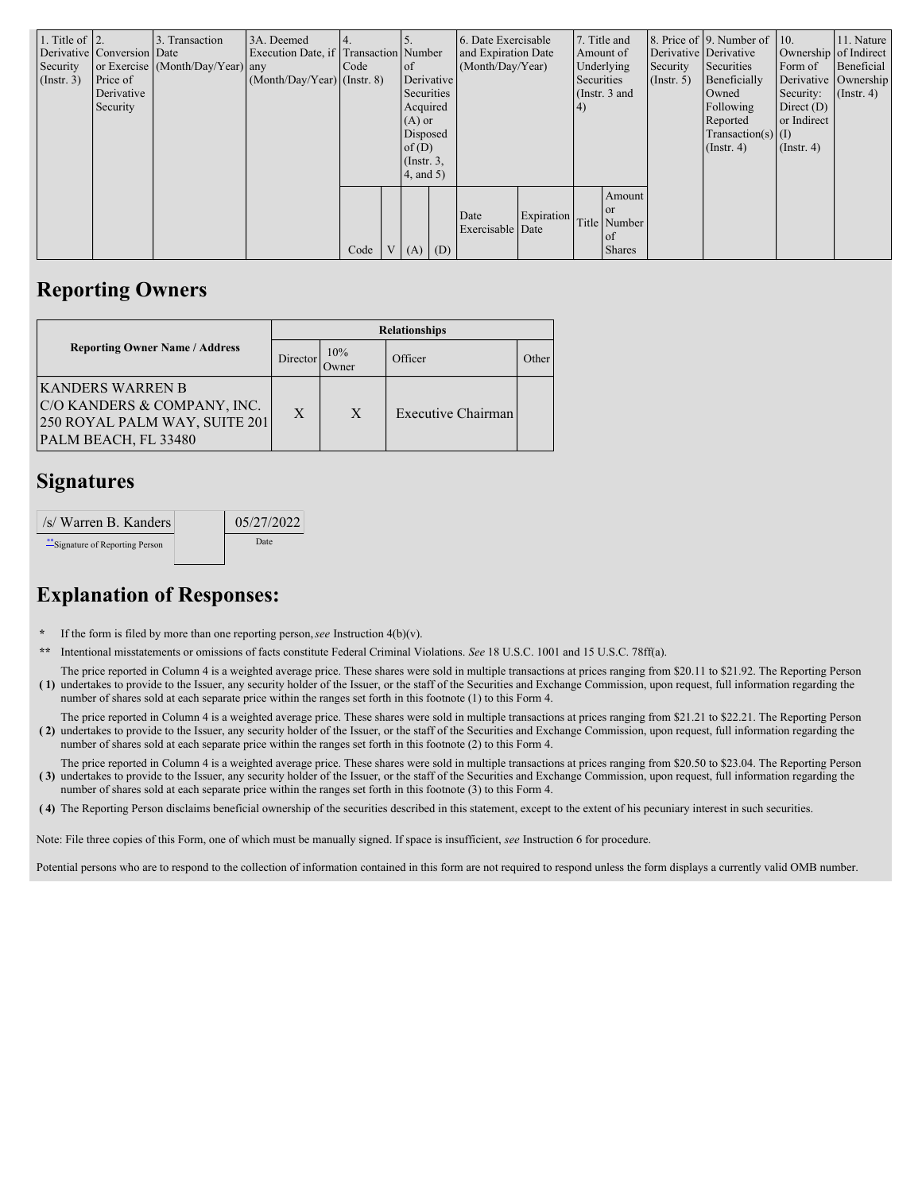| 1. Title of Derivative Security (Instr. 3) | 2. Conversion or Exercise Price of Derivative Security | 3. Transaction Date (Month/Day/Year) | 3A. Deemed Execution Date, if any (Month/Day/Year) | 4. Transaction Code (Instr. 8) | | 5. Number of Derivative Securities Acquired (A) or Disposed of (D) (Instr. 3, 4, and 5) | | 6. Date Exercisable and Expiration Date (Month/Day/Year) | | 7. Title and Amount of Underlying Securities (Instr. 3 and 4) | | 8. Price of Derivative Security (Instr. 5) | 9. Number of Derivative Securities Beneficially Owned Following Reported Transaction(s) (Instr. 4) | 10. Ownership Form of Derivative Security: Direct (D) or Indirect (I) (Instr. 4) | 11. Nature of Indirect Beneficial Ownership (Instr. 4) |
|---|---|---|---|---|---|---|---|---|---|---|---|---|---|---|---|
| | | | | Code | V | (A) | (D) | Date Exercisable | Expiration Date | Title | Amount or Number of Shares | | | | |

## Reporting Owners

| Reporting Owner Name / Address | Relationships | | | |
|---|---|---|---|---|
| | Director | 10% Owner | Officer | Other |
| KANDERS WARREN B<br>C/O KANDERS & COMPANY, INC.<br>250 ROYAL PALM WAY, SUITE 201<br>PALM BEACH, FL 33480 | X | X | Executive Chairman | |

## Signatures

| /s/ Warren B. Kanders | | 05/27/2022 |
|---|---|---|
| **Signature of Reporting Person | | Date |

## Explanation of Responses:

\* If the form is filed by more than one reporting person, *see* Instruction 4(b)(v).

** Intentional misstatements or omissions of facts constitute Federal Criminal Violations. *See* 18 U.S.C. 1001 and 15 U.S.C. 78ff(a).

( 1) The price reported in Column 4 is a weighted average price. These shares were sold in multiple transactions at prices ranging from $20.11 to $21.92. The Reporting Person undertakes to provide to the Issuer, any security holder of the Issuer, or the staff of the Securities and Exchange Commission, upon request, full information regarding the number of shares sold at each separate price within the ranges set forth in this footnote (1) to this Form 4.

( 2) The price reported in Column 4 is a weighted average price. These shares were sold in multiple transactions at prices ranging from $21.21 to $22.21. The Reporting Person undertakes to provide to the Issuer, any security holder of the Issuer, or the staff of the Securities and Exchange Commission, upon request, full information regarding the number of shares sold at each separate price within the ranges set forth in this footnote (2) to this Form 4.

( 3) The price reported in Column 4 is a weighted average price. These shares were sold in multiple transactions at prices ranging from $20.50 to $23.04. The Reporting Person undertakes to provide to the Issuer, any security holder of the Issuer, or the staff of the Securities and Exchange Commission, upon request, full information regarding the number of shares sold at each separate price within the ranges set forth in this footnote (3) to this Form 4.

( 4) The Reporting Person disclaims beneficial ownership of the securities described in this statement, except to the extent of his pecuniary interest in such securities.

Note: File three copies of this Form, one of which must be manually signed. If space is insufficient, *see* Instruction 6 for procedure.

Potential persons who are to respond to the collection of information contained in this form are not required to respond unless the form displays a currently valid OMB number.